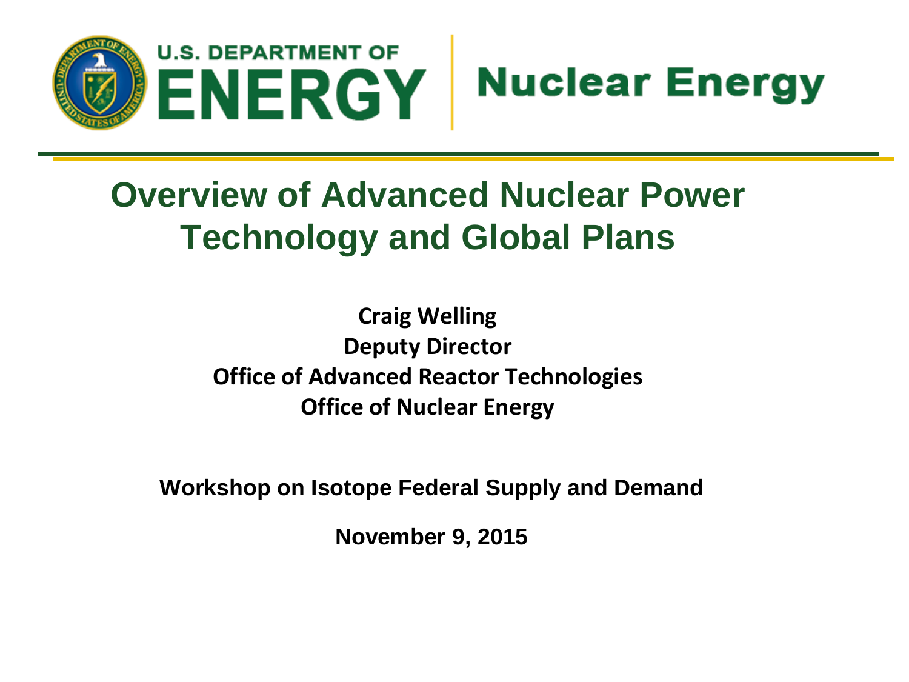U.S. DEPARTMENT OF **ENERGY** | **Nuclear Energy**

# Overview of Advanced Nuclear Power Technology and Global Plans

**Craig Welling**
**Deputy Director**
**Office of Advanced Reactor Technologies**
**Office of Nuclear Energy**

**Workshop on Isotope Federal Supply and Demand**

**November 9, 2015**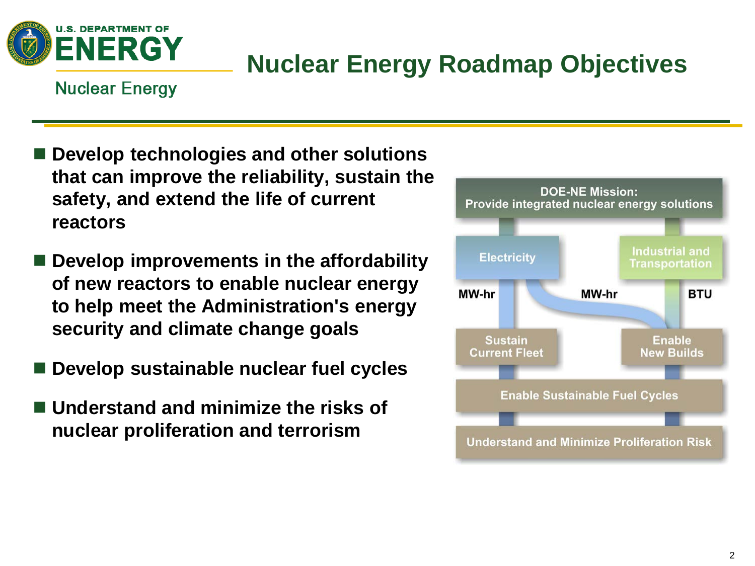# Nuclear Energy Roadmap Objectives

- **Develop technologies and other solutions that can improve the reliability, sustain the safety, and extend the life of current reactors**
- **Develop improvements in the affordability of new reactors to enable nuclear energy to help meet the Administration's energy security and climate change goals**
- **Develop sustainable nuclear fuel cycles**
- **Understand and minimize the risks of nuclear proliferation and terrorism**

DOE-NE Mission:
Provide integrated nuclear energy solutions

Electricity

Industrial and Transportation

MW-hr

MW-hr

BTU

Sustain Current Fleet

Enable New Builds

Enable Sustainable Fuel Cycles

Understand and Minimize Proliferation Risk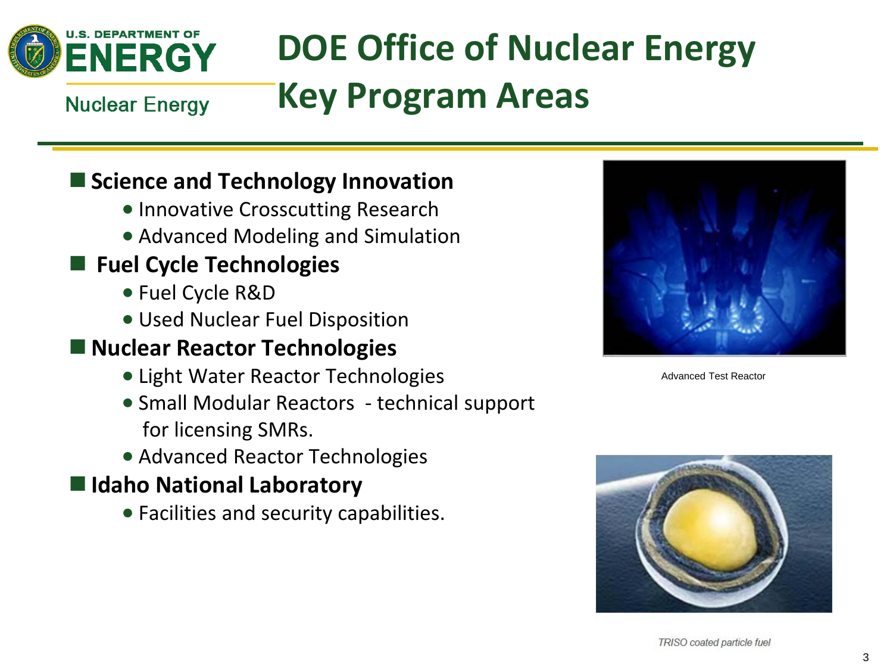# DOE Office of Nuclear Energy Key Program Areas

- **Science and Technology Innovation**
  - Innovative Crosscutting Research
  - Advanced Modeling and Simulation
- **Fuel Cycle Technologies**
  - Fuel Cycle R&D
  - Used Nuclear Fuel Disposition
- **Nuclear Reactor Technologies**
  - Light Water Reactor Technologies
  - Small Modular Reactors - technical support for licensing SMRs.
  - Advanced Reactor Technologies
- **Idaho National Laboratory**
  - Facilities and security capabilities.

Advanced Test Reactor

*TRISO coated particle fuel*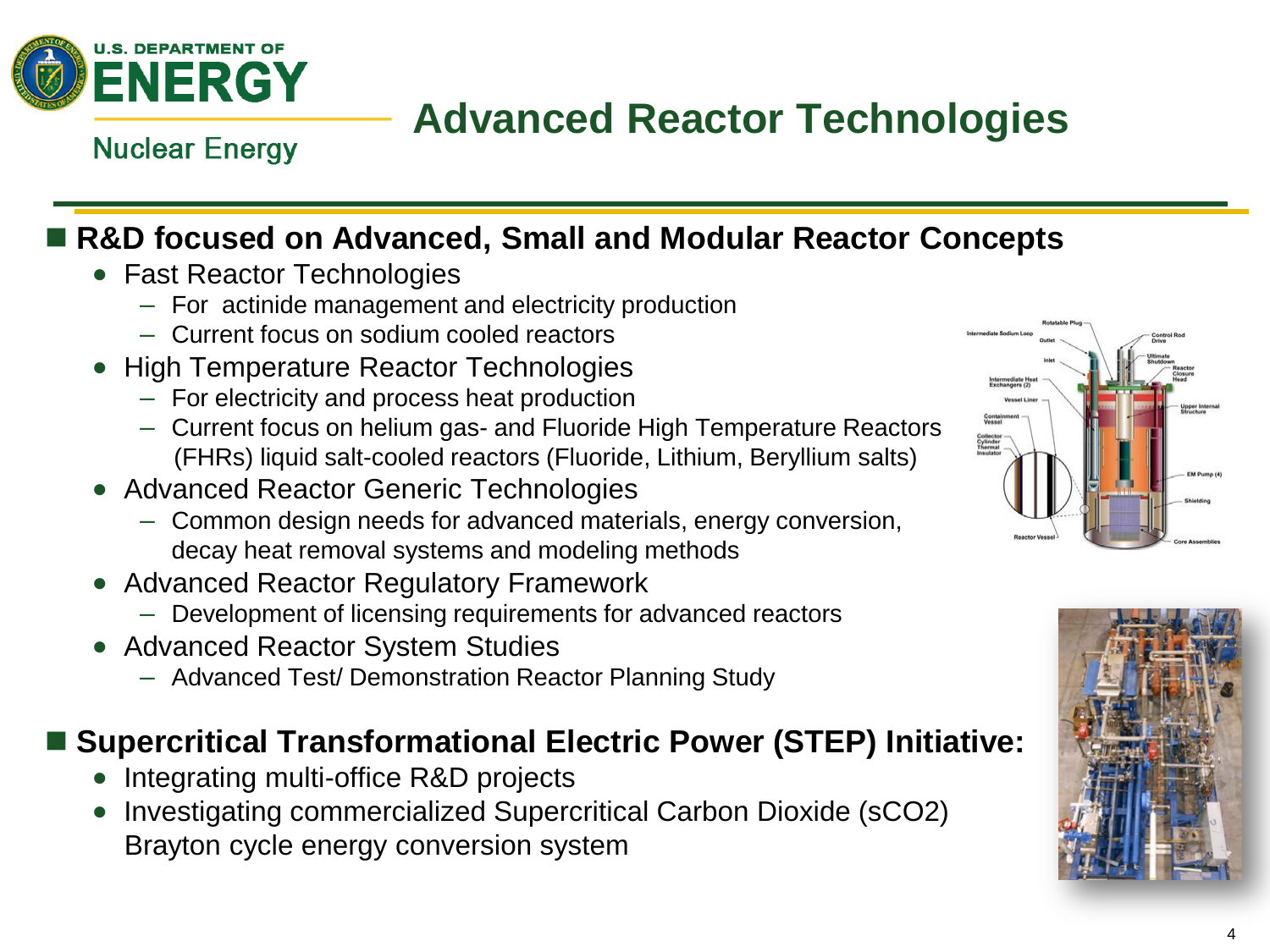# Advanced Reactor Technologies

## R&D focused on Advanced, Small and Modular Reactor Concepts

- Fast Reactor Technologies
  - For actinide management and electricity production
  - Current focus on sodium cooled reactors
- High Temperature Reactor Technologies
  - For electricity and process heat production
  - Current focus on helium gas- and Fluoride High Temperature Reactors (FHRs) liquid salt-cooled reactors (Fluoride, Lithium, Beryllium salts)
- Advanced Reactor Generic Technologies
  - Common design needs for advanced materials, energy conversion, decay heat removal systems and modeling methods
- Advanced Reactor Regulatory Framework
  - Development of licensing requirements for advanced reactors
- Advanced Reactor System Studies
  - Advanced Test/ Demonstration Reactor Planning Study

## Supercritical Transformational Electric Power (STEP) Initiative:

- Integrating multi-office R&D projects
- Investigating commercialized Supercritical Carbon Dioxide (sCO2) Brayton cycle energy conversion system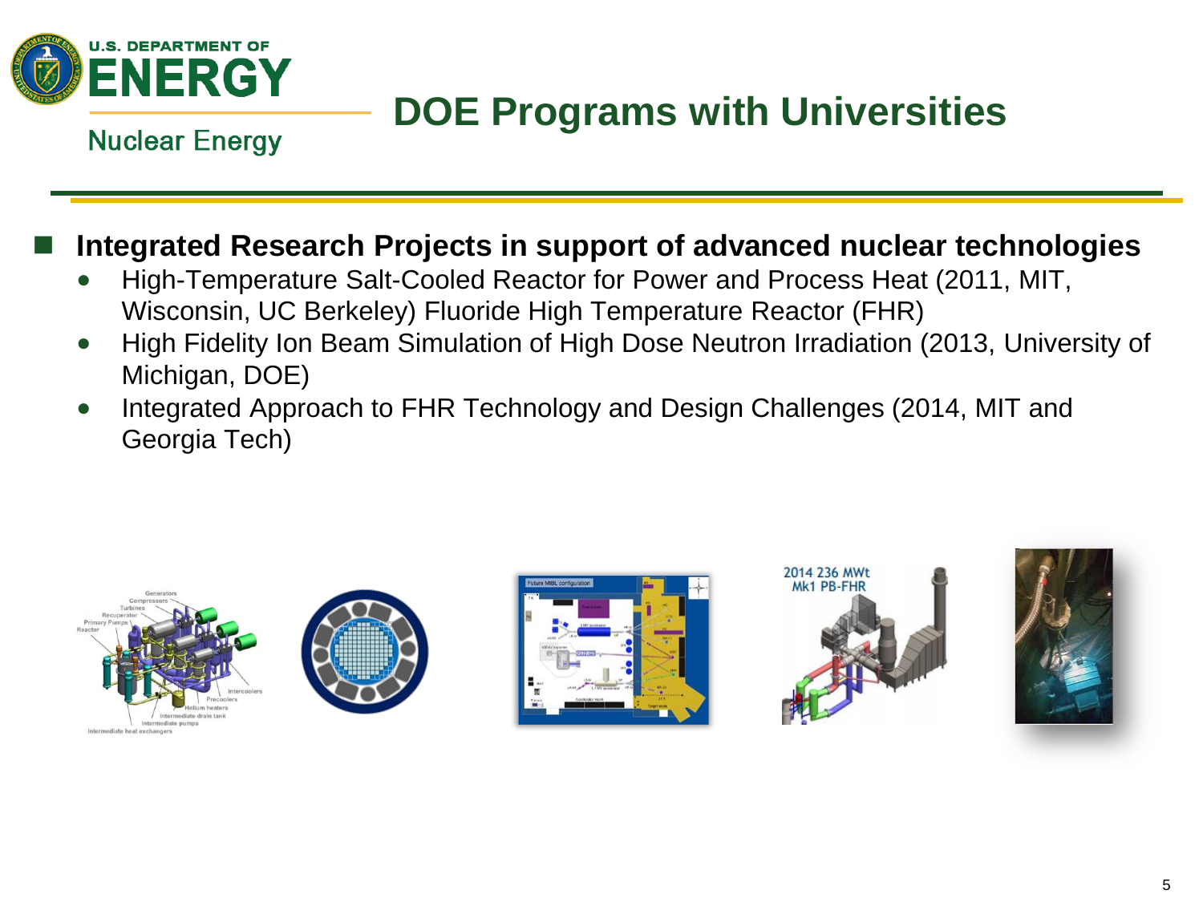# DOE Programs with Universities

- **Integrated Research Projects in support of advanced nuclear technologies**
  - High-Temperature Salt-Cooled Reactor for Power and Process Heat (2011, MIT, Wisconsin, UC Berkeley) Fluoride High Temperature Reactor (FHR)
  - High Fidelity Ion Beam Simulation of High Dose Neutron Irradiation (2013, University of Michigan, DOE)
  - Integrated Approach to FHR Technology and Design Challenges (2014, MIT and Georgia Tech)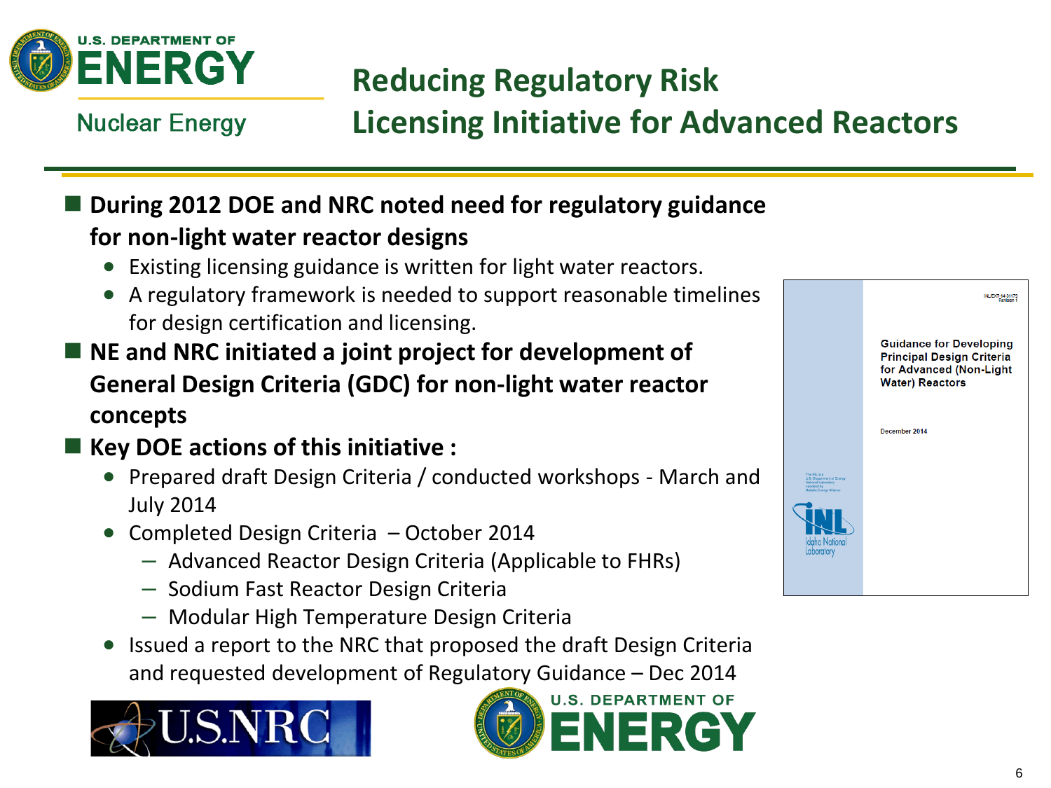# Reducing Regulatory Risk
## Licensing Initiative for Advanced Reactors

- **During 2012 DOE and NRC noted need for regulatory guidance for non-light water reactor designs**
  - Existing licensing guidance is written for light water reactors.
  - A regulatory framework is needed to support reasonable timelines for design certification and licensing.
- **NE and NRC initiated a joint project for development of General Design Criteria (GDC) for non-light water reactor concepts**
- **Key DOE actions of this initiative :**
  - Prepared draft Design Criteria / conducted workshops - March and July 2014
  - Completed Design Criteria – October 2014
    - Advanced Reactor Design Criteria (Applicable to FHRs)
    - Sodium Fast Reactor Design Criteria
    - Modular High Temperature Design Criteria
  - Issued a report to the NRC that proposed the draft Design Criteria and requested development of Regulatory Guidance – Dec 2014

Guidance for Developing Principal Design Criteria for Advanced (Non-Light Water) Reactors

December 2014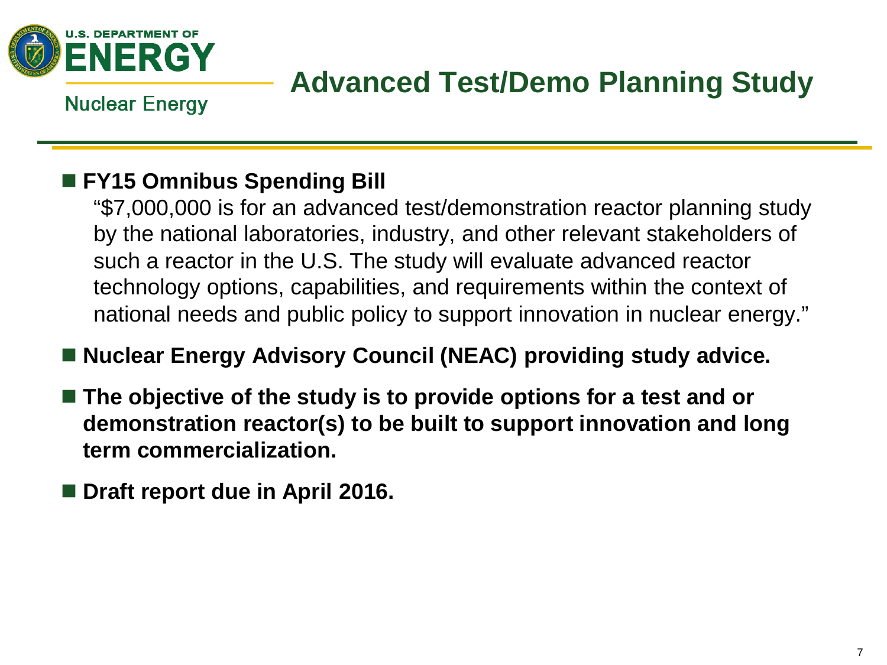# Advanced Test/Demo Planning Study

- **FY15 Omnibus Spending Bill**

  "$7,000,000 is for an advanced test/demonstration reactor planning study by the national laboratories, industry, and other relevant stakeholders of such a reactor in the U.S. The study will evaluate advanced reactor technology options, capabilities, and requirements within the context of national needs and public policy to support innovation in nuclear energy."

- **Nuclear Energy Advisory Council (NEAC) providing study advice.**

- **The objective of the study is to provide options for a test and or demonstration reactor(s) to be built to support innovation and long term commercialization.**

- **Draft report due in April 2016.**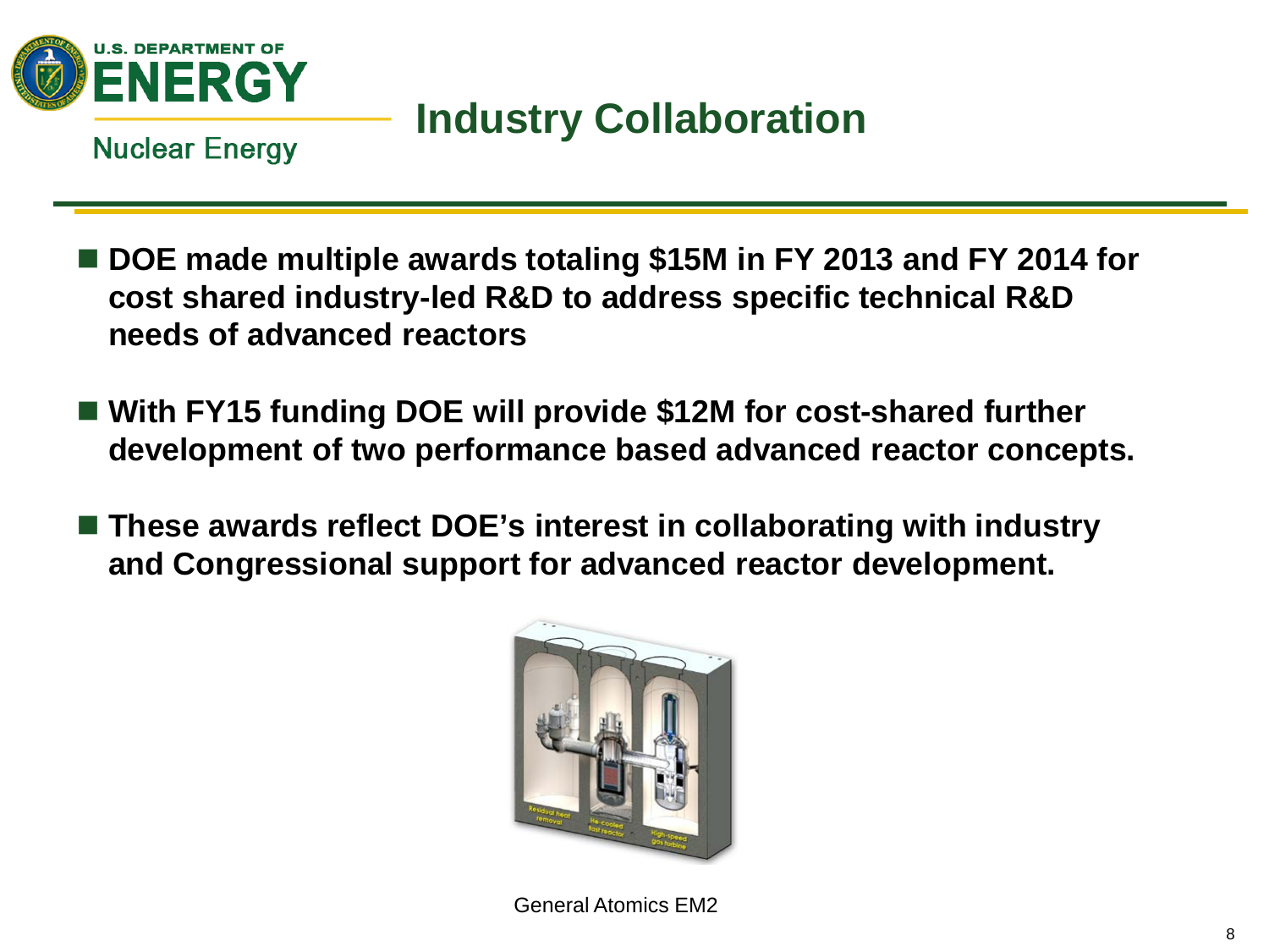# Industry Collaboration

- **DOE made multiple awards totaling $15M in FY 2013 and FY 2014 for cost shared industry-led R&D to address specific technical R&D needs of advanced reactors**
- **With FY15 funding DOE will provide $12M for cost-shared further development of two performance based advanced reactor concepts.**
- **These awards reflect DOE's interest in collaborating with industry and Congressional support for advanced reactor development.**

General Atomics EM2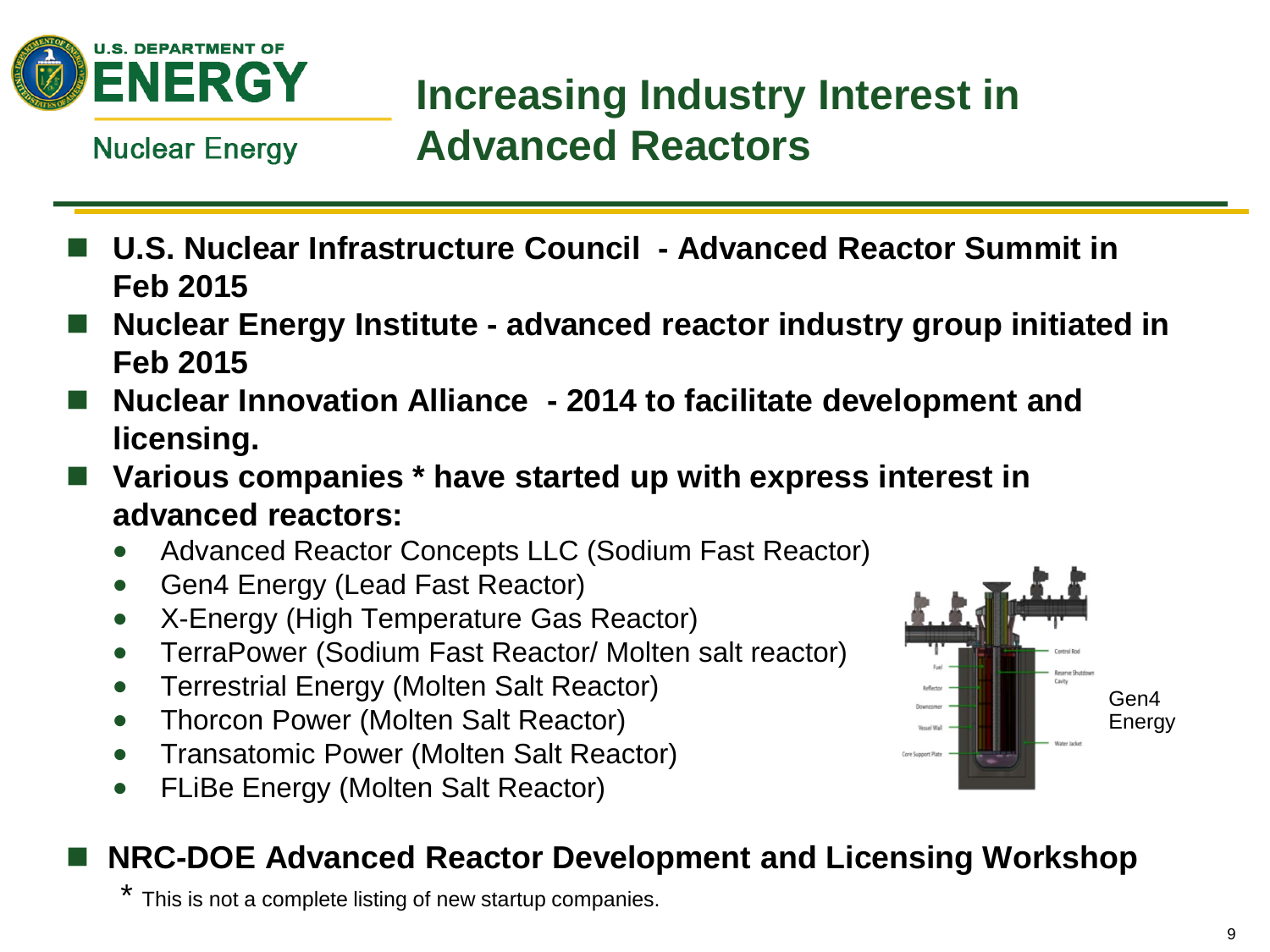# Increasing Industry Interest in Advanced Reactors

- **U.S. Nuclear Infrastructure Council - Advanced Reactor Summit in Feb 2015**
- **Nuclear Energy Institute - advanced reactor industry group initiated in Feb 2015**
- **Nuclear Innovation Alliance - 2014 to facilitate development and licensing.**
- **Various companies * have started up with express interest in advanced reactors:**
  - Advanced Reactor Concepts LLC (Sodium Fast Reactor)
  - Gen4 Energy (Lead Fast Reactor)
  - X-Energy (High Temperature Gas Reactor)
  - TerraPower (Sodium Fast Reactor/ Molten salt reactor)
  - Terrestrial Energy (Molten Salt Reactor)
  - Thorcon Power (Molten Salt Reactor)
  - Transatomic Power (Molten Salt Reactor)
  - FLiBe Energy (Molten Salt Reactor)

Gen4 Energy

- **NRC-DOE Advanced Reactor Development and Licensing Workshop**

\* This is not a complete listing of new startup companies.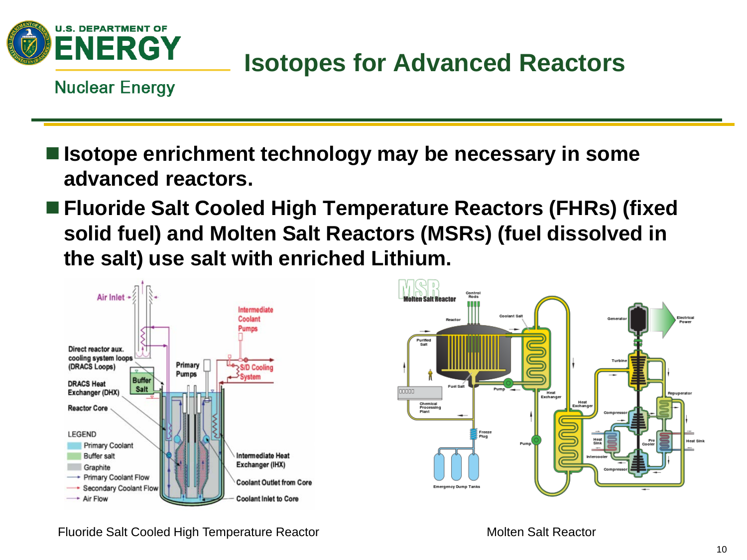# Isotopes for Advanced Reactors

- **Isotope enrichment technology may be necessary in some advanced reactors.**
- **Fluoride Salt Cooled High Temperature Reactors (FHRs) (fixed solid fuel) and Molten Salt Reactors (MSRs) (fuel dissolved in the salt) use salt with enriched Lithium.**

Fluoride Salt Cooled High Temperature Reactor

Molten Salt Reactor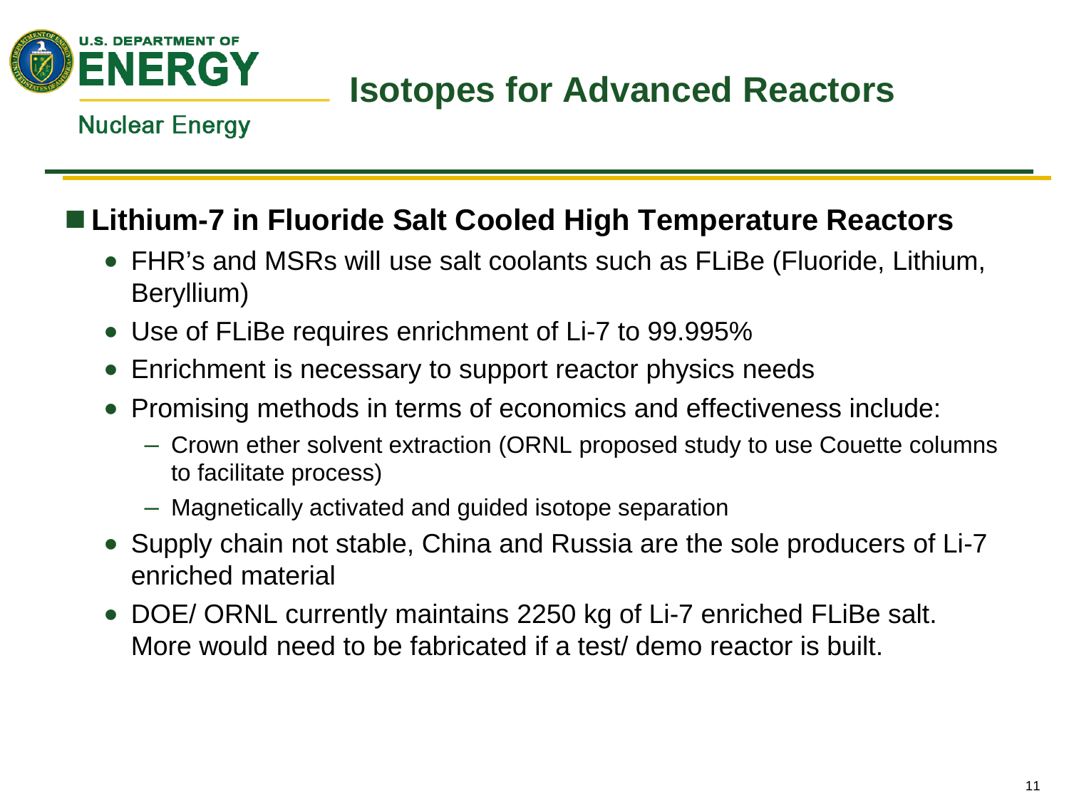# Isotopes for Advanced Reactors

## Lithium-7 in Fluoride Salt Cooled High Temperature Reactors

- FHR's and MSRs will use salt coolants such as FLiBe (Fluoride, Lithium, Beryllium)
- Use of FLiBe requires enrichment of Li-7 to 99.995%
- Enrichment is necessary to support reactor physics needs
- Promising methods in terms of economics and effectiveness include:
  - Crown ether solvent extraction (ORNL proposed study to use Couette columns to facilitate process)
  - Magnetically activated and guided isotope separation
- Supply chain not stable, China and Russia are the sole producers of Li-7 enriched material
- DOE/ ORNL currently maintains 2250 kg of Li-7 enriched FLiBe salt. More would need to be fabricated if a test/ demo reactor is built.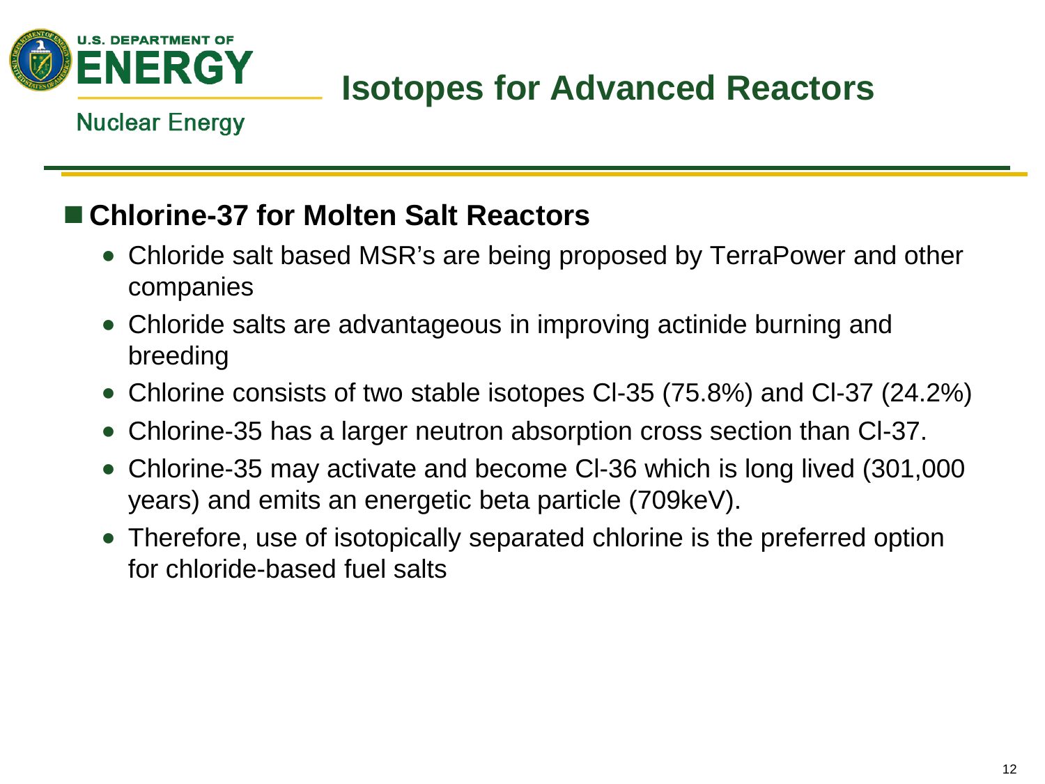# Isotopes for Advanced Reactors

## Chlorine-37 for Molten Salt Reactors

- Chloride salt based MSR's are being proposed by TerraPower and other companies
- Chloride salts are advantageous in improving actinide burning and breeding
- Chlorine consists of two stable isotopes Cl-35 (75.8%) and Cl-37 (24.2%)
- Chlorine-35 has a larger neutron absorption cross section than Cl-37.
- Chlorine-35 may activate and become Cl-36 which is long lived (301,000 years) and emits an energetic beta particle (709keV).
- Therefore, use of isotopically separated chlorine is the preferred option for chloride-based fuel salts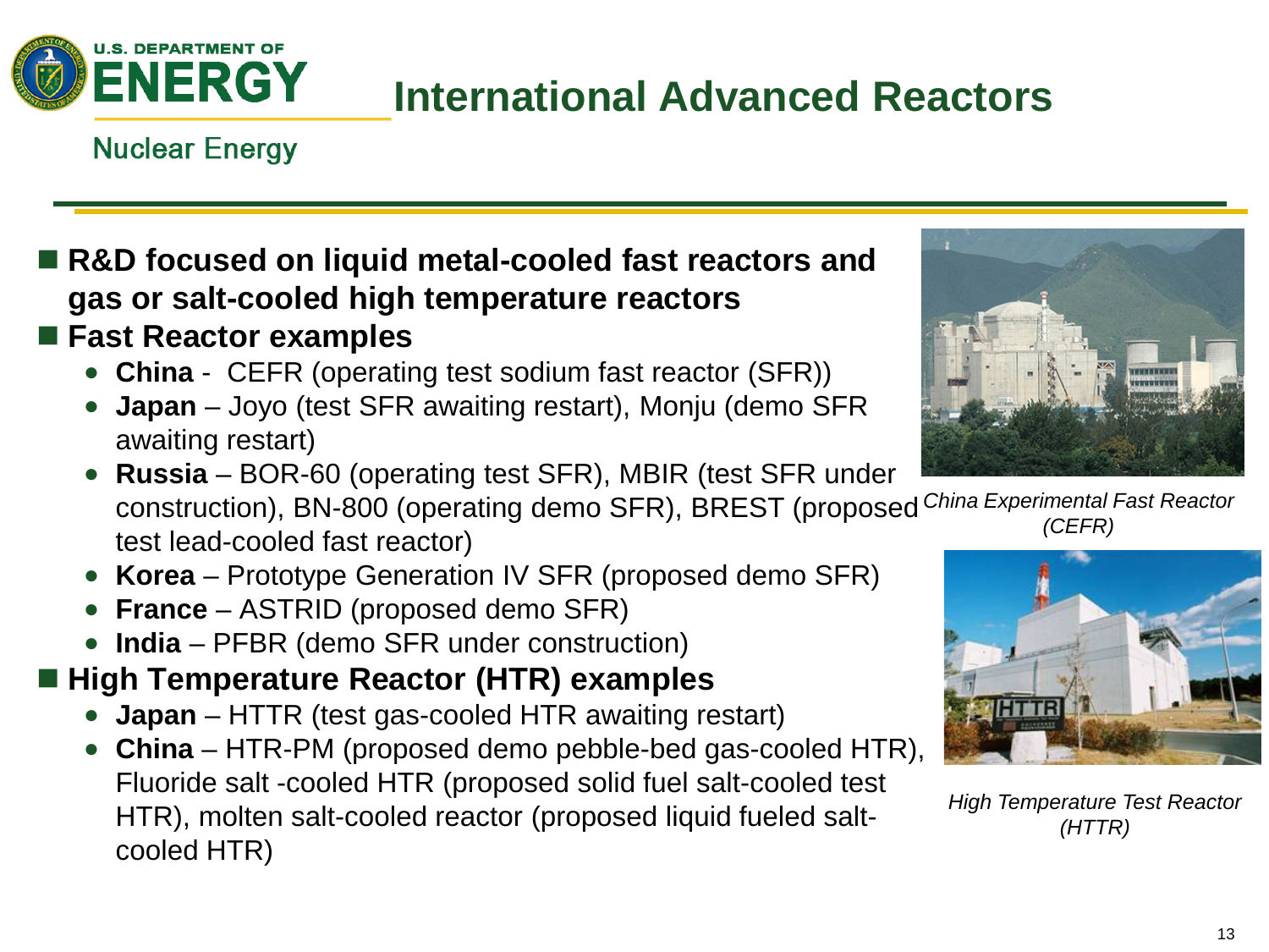# International Advanced Reactors

- **R&D focused on liquid metal-cooled fast reactors and gas or salt-cooled high temperature reactors**
- **Fast Reactor examples**
  - **China** - CEFR (operating test sodium fast reactor (SFR))
  - **Japan** – Joyo (test SFR awaiting restart), Monju (demo SFR awaiting restart)
  - **Russia** – BOR-60 (operating test SFR), MBIR (test SFR under construction), BN-800 (operating demo SFR), BREST (proposed test lead-cooled fast reactor)
  - **Korea** – Prototype Generation IV SFR (proposed demo SFR)
  - **France** – ASTRID (proposed demo SFR)
  - **India** – PFBR (demo SFR under construction)
- **High Temperature Reactor (HTR) examples**
  - **Japan** – HTTR (test gas-cooled HTR awaiting restart)
  - **China** – HTR-PM (proposed demo pebble-bed gas-cooled HTR), Fluoride salt -cooled HTR (proposed solid fuel salt-cooled test HTR), molten salt-cooled reactor (proposed liquid fueled salt-cooled HTR)

*China Experimental Fast Reactor (CEFR)*

*High Temperature Test Reactor (HTTR)*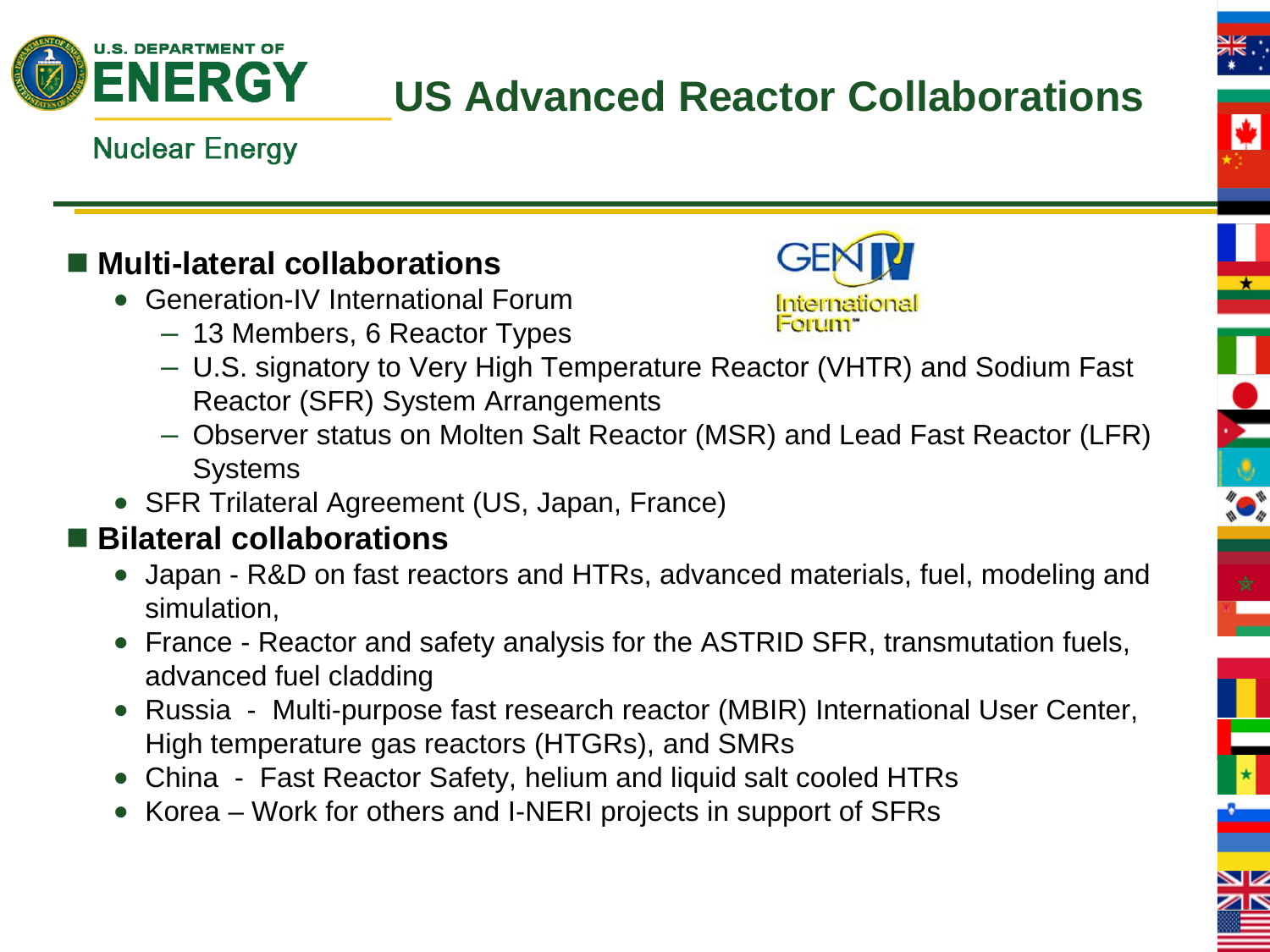# US Advanced Reactor Collaborations

## Multi-lateral collaborations

- Generation-IV International Forum
  - 13 Members, 6 Reactor Types
  - U.S. signatory to Very High Temperature Reactor (VHTR) and Sodium Fast Reactor (SFR) System Arrangements
  - Observer status on Molten Salt Reactor (MSR) and Lead Fast Reactor (LFR) Systems
- SFR Trilateral Agreement (US, Japan, France)

## Bilateral collaborations

- Japan - R&D on fast reactors and HTRs, advanced materials, fuel, modeling and simulation,
- France - Reactor and safety analysis for the ASTRID SFR, transmutation fuels, advanced fuel cladding
- Russia - Multi-purpose fast research reactor (MBIR) International User Center, High temperature gas reactors (HTGRs), and SMRs
- China - Fast Reactor Safety, helium and liquid salt cooled HTRs
- Korea – Work for others and I-NERI projects in support of SFRs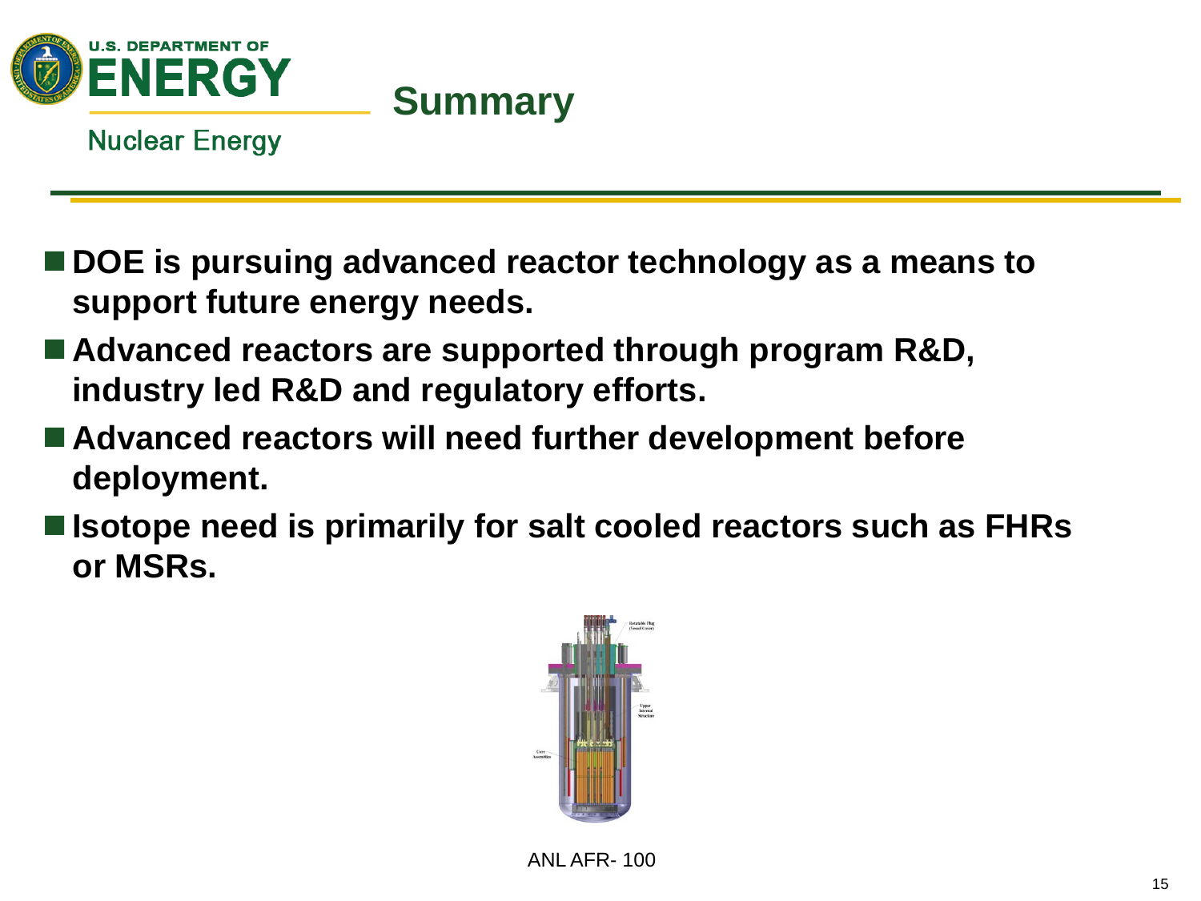# Summary

- **DOE is pursuing advanced reactor technology as a means to support future energy needs.**
- **Advanced reactors are supported through program R&D, industry led R&D and regulatory efforts.**
- **Advanced reactors will need further development before deployment.**
- **Isotope need is primarily for salt cooled reactors such as FHRs or MSRs.**

ANL AFR- 100